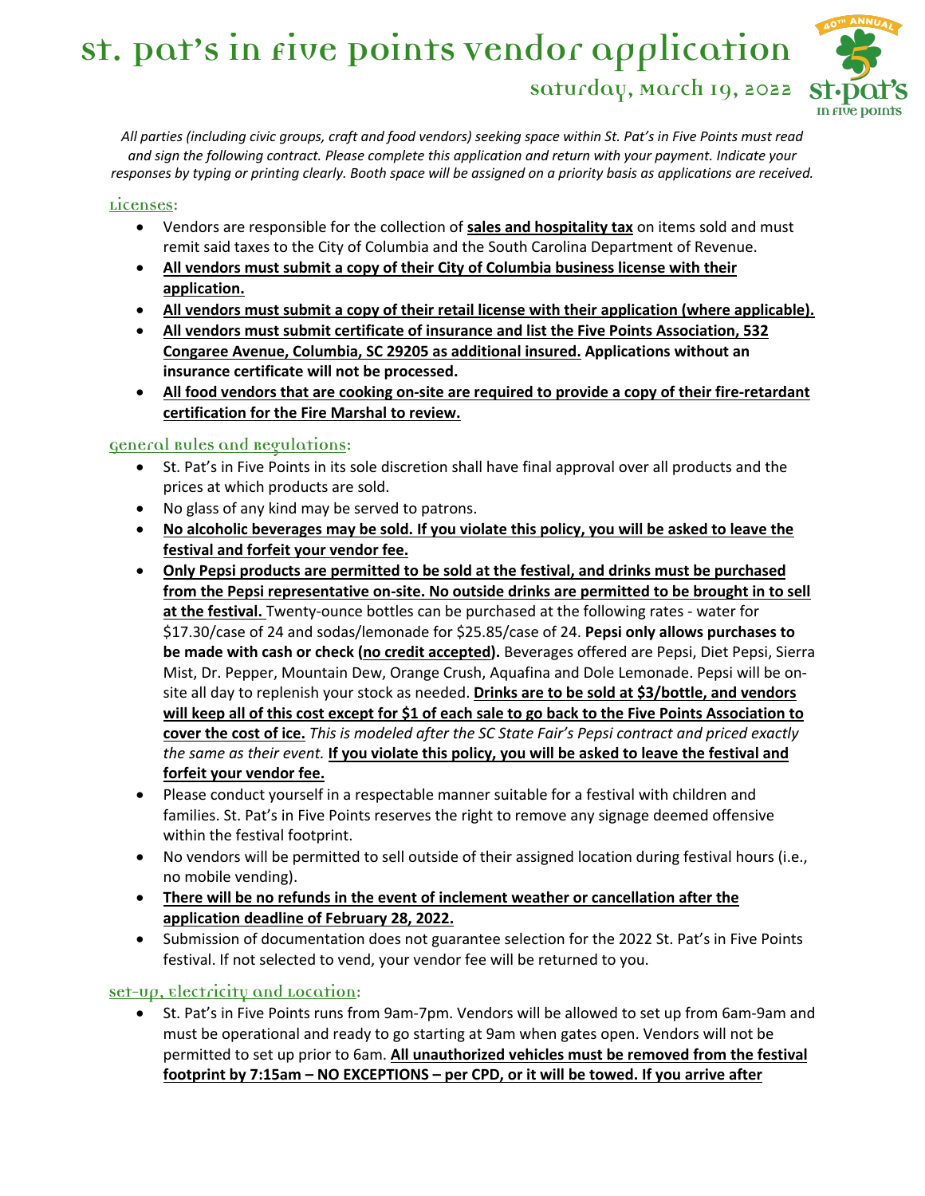# St. Pat's in Five Points Vendor Application

## Saturday, March 19, 2022

*All parties (including civic groups, craft and food vendors) seeking space within St. Pat's in Five Points must read and sign the following contract. Please complete this application and return with your payment. Indicate your responses by typing or printing clearly. Booth space will be assigned on a priority basis as applications are received.*

### Licenses:

- Vendors are responsible for the collection of **sales and hospitality tax** on items sold and must remit said taxes to the City of Columbia and the South Carolina Department of Revenue.
- **All vendors must submit a copy of their City of Columbia business license with their application.**
- **All vendors must submit a copy of their retail license with their application (where applicable).**
- **All vendors must submit certificate of insurance and list the Five Points Association, 532 Congaree Avenue, Columbia, SC 29205 as additional insured. Applications without an insurance certificate will not be processed.**
- **All food vendors that are cooking on-site are required to provide a copy of their fire-retardant certification for the Fire Marshal to review.**

### General Rules and Regulations:

- St. Pat's in Five Points in its sole discretion shall have final approval over all products and the prices at which products are sold.
- No glass of any kind may be served to patrons.
- **No alcoholic beverages may be sold. If you violate this policy, you will be asked to leave the festival and forfeit your vendor fee.**
- **Only Pepsi products are permitted to be sold at the festival, and drinks must be purchased from the Pepsi representative on-site. No outside drinks are permitted to be brought in to sell at the festival.** Twenty-ounce bottles can be purchased at the following rates - water for $17.30/case of 24 and sodas/lemonade for $25.85/case of 24. **Pepsi only allows purchases to be made with cash or check (no credit accepted).** Beverages offered are Pepsi, Diet Pepsi, Sierra Mist, Dr. Pepper, Mountain Dew, Orange Crush, Aquafina and Dole Lemonade. Pepsi will be on-site all day to replenish your stock as needed. **Drinks are to be sold at $3/bottle, and vendors will keep all of this cost except for $1 of each sale to go back to the Five Points Association to cover the cost of ice.** *This is modeled after the SC State Fair's Pepsi contract and priced exactly the same as their event.* **If you violate this policy, you will be asked to leave the festival and forfeit your vendor fee.**
- Please conduct yourself in a respectable manner suitable for a festival with children and families. St. Pat's in Five Points reserves the right to remove any signage deemed offensive within the festival footprint.
- No vendors will be permitted to sell outside of their assigned location during festival hours (i.e., no mobile vending).
- **There will be no refunds in the event of inclement weather or cancellation after the application deadline of February 28, 2022.**
- Submission of documentation does not guarantee selection for the 2022 St. Pat's in Five Points festival. If not selected to vend, your vendor fee will be returned to you.

### Set-up, Electricity and Location:

- St. Pat's in Five Points runs from 9am-7pm. Vendors will be allowed to set up from 6am-9am and must be operational and ready to go starting at 9am when gates open. Vendors will not be permitted to set up prior to 6am. **All unauthorized vehicles must be removed from the festival footprint by 7:15am – NO EXCEPTIONS – per CPD, or it will be towed. If you arrive after**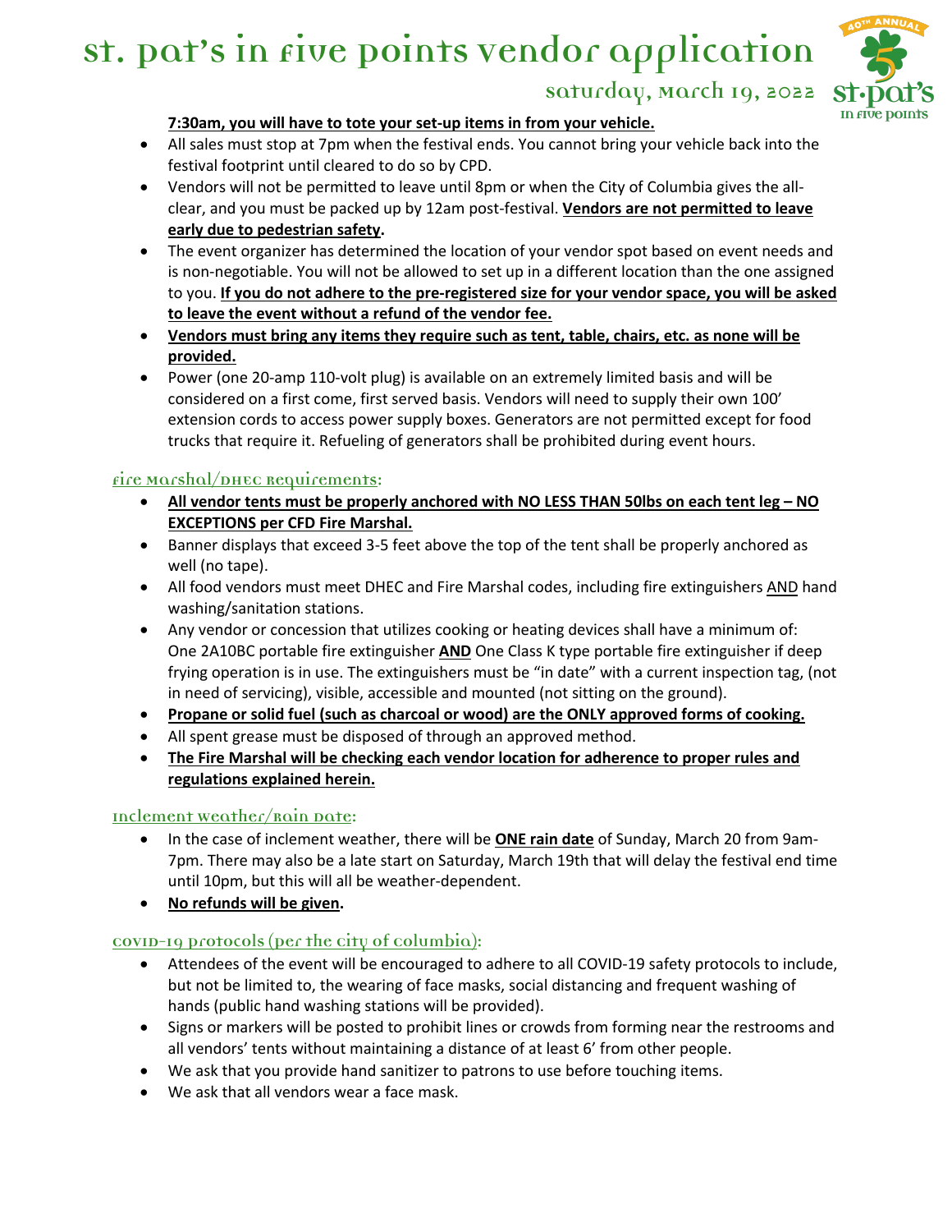**7:30am, you will have to tote your set-up items in from your vehicle.**

- All sales must stop at 7pm when the festival ends. You cannot bring your vehicle back into the festival footprint until cleared to do so by CPD.
- Vendors will not be permitted to leave until 8pm or when the City of Columbia gives the all-clear, and you must be packed up by 12am post-festival. **Vendors are not permitted to leave early due to pedestrian safety.**
- The event organizer has determined the location of your vendor spot based on event needs and is non-negotiable. You will not be allowed to set up in a different location than the one assigned to you. **If you do not adhere to the pre-registered size for your vendor space, you will be asked to leave the event without a refund of the vendor fee.**
- **Vendors must bring any items they require such as tent, table, chairs, etc. as none will be provided.**
- Power (one 20-amp 110-volt plug) is available on an extremely limited basis and will be considered on a first come, first served basis. Vendors will need to supply their own 100' extension cords to access power supply boxes. Generators are not permitted except for food trucks that require it. Refueling of generators shall be prohibited during event hours.

## Fire Marshal/DHEC Requirements:

- **All vendor tents must be properly anchored with NO LESS THAN 50lbs on each tent leg – NO EXCEPTIONS per CFD Fire Marshal.**
- Banner displays that exceed 3-5 feet above the top of the tent shall be properly anchored as well (no tape).
- All food vendors must meet DHEC and Fire Marshal codes, including fire extinguishers AND hand washing/sanitation stations.
- Any vendor or concession that utilizes cooking or heating devices shall have a minimum of: One 2A10BC portable fire extinguisher **AND** One Class K type portable fire extinguisher if deep frying operation is in use. The extinguishers must be "in date" with a current inspection tag, (not in need of servicing), visible, accessible and mounted (not sitting on the ground).
- **Propane or solid fuel (such as charcoal or wood) are the ONLY approved forms of cooking.**
- All spent grease must be disposed of through an approved method.
- **The Fire Marshal will be checking each vendor location for adherence to proper rules and regulations explained herein.**

## Inclement Weather/Rain Date:

- In the case of inclement weather, there will be **ONE rain date** of Sunday, March 20 from 9am-7pm. There may also be a late start on Saturday, March 19th that will delay the festival end time until 10pm, but this will all be weather-dependent.
- **No refunds will be given.**

## COVID-19 Protocols (per the City of Columbia):

- Attendees of the event will be encouraged to adhere to all COVID-19 safety protocols to include, but not be limited to, the wearing of face masks, social distancing and frequent washing of hands (public hand washing stations will be provided).
- Signs or markers will be posted to prohibit lines or crowds from forming near the restrooms and all vendors' tents without maintaining a distance of at least 6' from other people.
- We ask that you provide hand sanitizer to patrons to use before touching items.
- We ask that all vendors wear a face mask.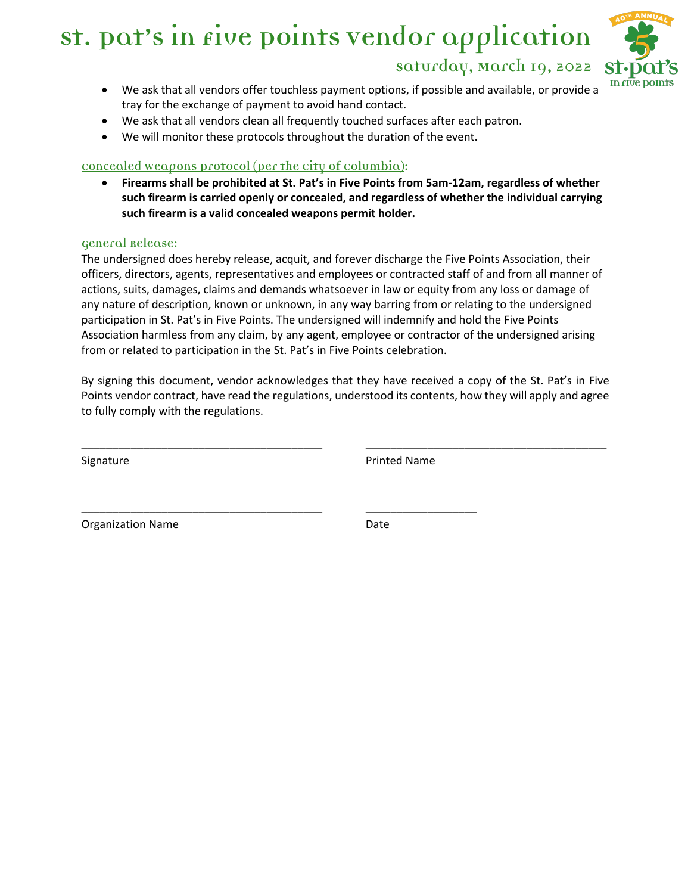# St. Pat's in Five Points Vendor Application

## Saturday, March 19, 2022

- We ask that all vendors offer touchless payment options, if possible and available, or provide a tray for the exchange of payment to avoid hand contact.
- We ask that all vendors clean all frequently touched surfaces after each patron.
- We will monitor these protocols throughout the duration of the event.

### Concealed Weapons Protocol (per the City of Columbia):

- **Firearms shall be prohibited at St. Pat's in Five Points from 5am-12am, regardless of whether such firearm is carried openly or concealed, and regardless of whether the individual carrying such firearm is a valid concealed weapons permit holder.**

### General Release:

The undersigned does hereby release, acquit, and forever discharge the Five Points Association, their officers, directors, agents, representatives and employees or contracted staff of and from all manner of actions, suits, damages, claims and demands whatsoever in law or equity from any loss or damage of any nature of description, known or unknown, in any way barring from or relating to the undersigned participation in St. Pat's in Five Points. The undersigned will indemnify and hold the Five Points Association harmless from any claim, by any agent, employee or contractor of the undersigned arising from or related to participation in the St. Pat's in Five Points celebration.

By signing this document, vendor acknowledges that they have received a copy of the St. Pat's in Five Points vendor contract, have read the regulations, understood its contents, how they will apply and agree to fully comply with the regulations.

_______________________________________ _______________________________________

Signature Printed Name

_______________________________________ _________________

Organization Name Date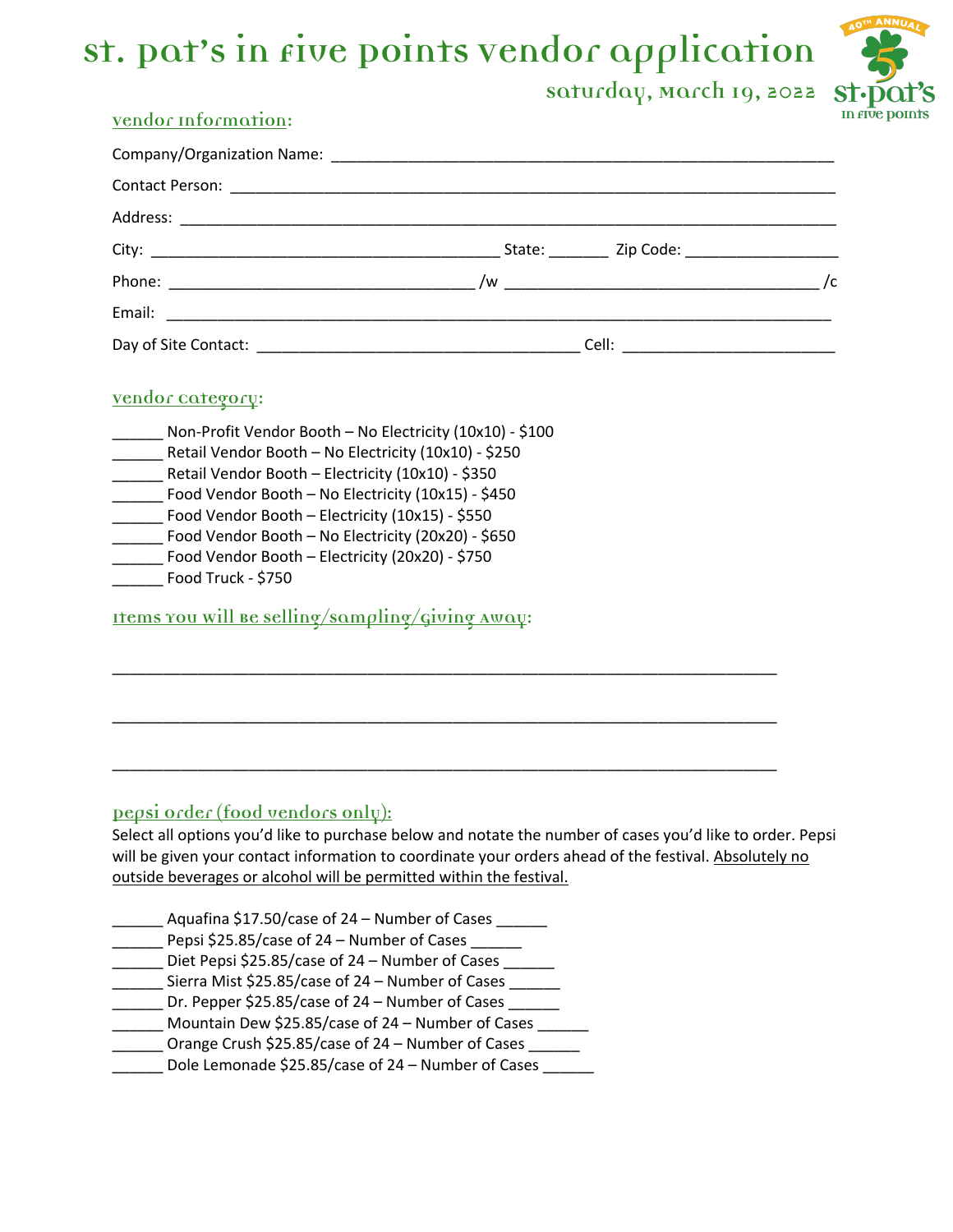# St. Pat's in Five Points Vendor Application

Saturday, March 19, 2022

40th Annual St. Pat's in Five Points

### Vendor Information:

Company/Organization Name: ___________________________________________________________

Contact Person: ______________________________________________________________________

Address: ____________________________________________________________________________

City: ________________________________________ State: _______ Zip Code: __________________

Phone: ___________________________________ /w ____________________________________ /c

Email: ______________________________________________________________________________

Day of Site Contact: _____________________________________ Cell: _______________________

### Vendor Category:

______ Non-Profit Vendor Booth – No Electricity (10x10) - $100
______ Retail Vendor Booth – No Electricity (10x10) - $250
______ Retail Vendor Booth – Electricity (10x10) - $350
______ Food Vendor Booth – No Electricity (10x15) - $450
______ Food Vendor Booth – Electricity (10x15) - $550
______ Food Vendor Booth – No Electricity (20x20) - $650
______ Food Vendor Booth – Electricity (20x20) - $750
______ Food Truck - $750

### Items You Will Be Selling/Sampling/Giving Away:

___________________________________________________________________________

___________________________________________________________________________

___________________________________________________________________________

### Pepsi Order (food vendors only):

Select all options you'd like to purchase below and notate the number of cases you'd like to order. Pepsi will be given your contact information to coordinate your orders ahead of the festival. <u>Absolutely no outside beverages or alcohol will be permitted within the festival.</u>

______ Aquafina $17.50/case of 24 – Number of Cases ______
______ Pepsi $25.85/case of 24 – Number of Cases ______
______ Diet Pepsi $25.85/case of 24 – Number of Cases ______
______ Sierra Mist $25.85/case of 24 – Number of Cases ______
______ Dr. Pepper $25.85/case of 24 – Number of Cases ______
______ Mountain Dew $25.85/case of 24 – Number of Cases ______
______ Orange Crush $25.85/case of 24 – Number of Cases ______
______ Dole Lemonade $25.85/case of 24 – Number of Cases ______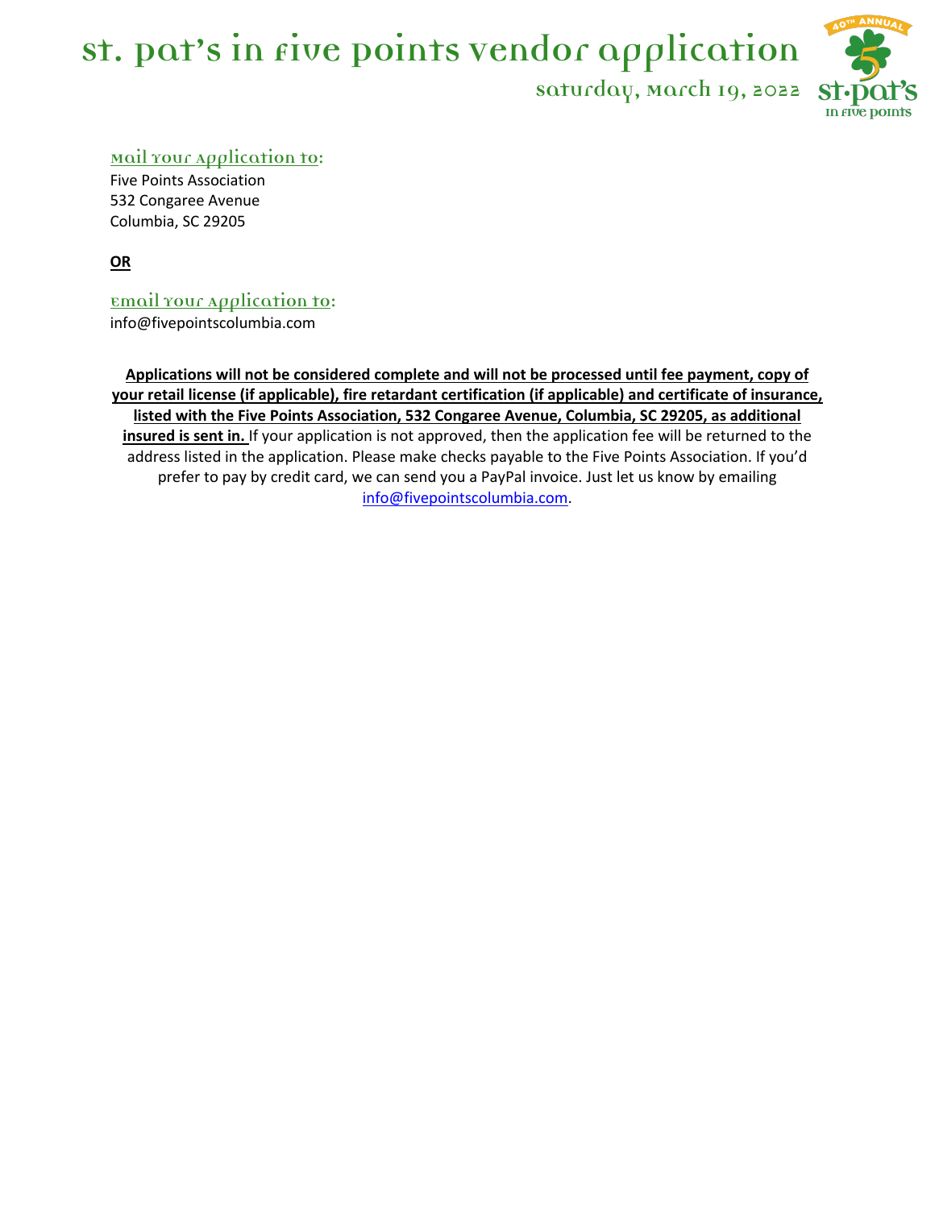# St. Pat's in Five Points Vendor Application

## Saturday, March 19, 2022

**Mail Your Application to:**

Five Points Association
532 Congaree Avenue
Columbia, SC 29205

**OR**

**Email Your Application to:**

info@fivepointscolumbia.com

**Applications will not be considered complete and will not be processed until fee payment, copy of your retail license (if applicable), fire retardant certification (if applicable) and certificate of insurance, listed with the Five Points Association, 532 Congaree Avenue, Columbia, SC 29205, as additional insured is sent in.** If your application is not approved, then the application fee will be returned to the address listed in the application. Please make checks payable to the Five Points Association. If you'd prefer to pay by credit card, we can send you a PayPal invoice. Just let us know by emailing info@fivepointscolumbia.com.